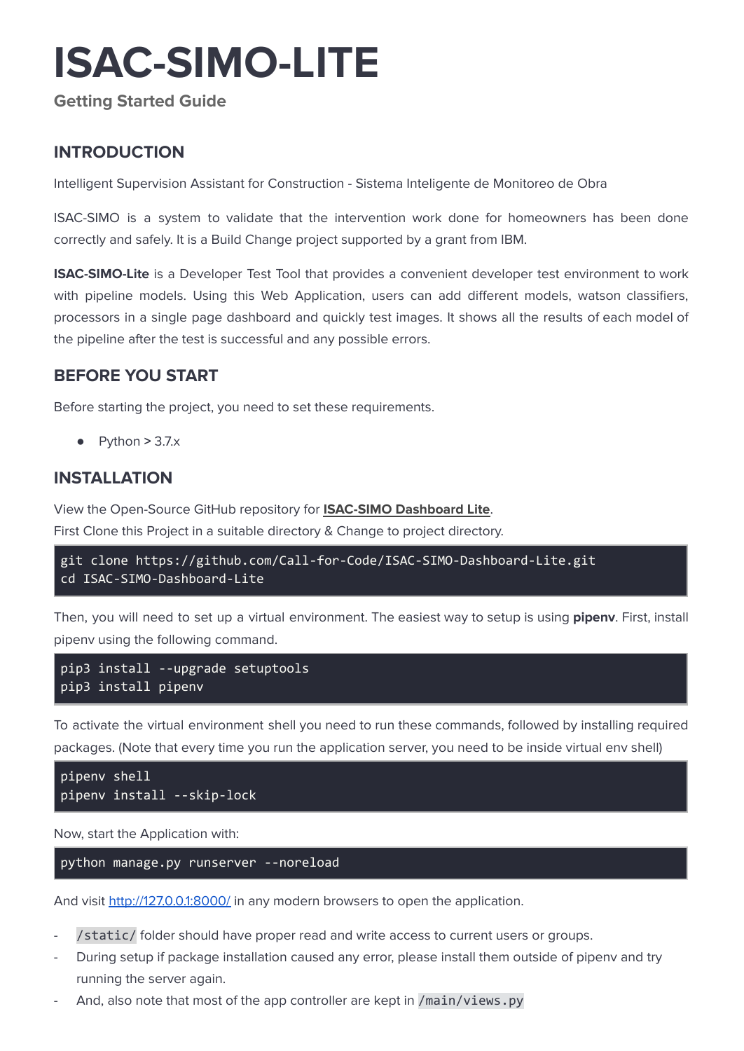# ISAC-SIMO-LITE

**Getting Started Guide**

## INTRODUCTION

Intelligent Supervision Assistant for Construction - Sistema Inteligente de Monitoreo de Obra

ISAC-SIMO is a system to validate that the intervention work done for homeowners has been done correctly and safely. It is a Build Change project supported by a grant from IBM.

**ISAC-SIMO-Lite** is a Developer Test Tool that provides a convenient developer test environment to work with pipeline models. Using this Web Application, users can add different models, watson classifiers, processors in a single page dashboard and quickly test images. It shows all the results of each model of the pipeline after the test is successful and any possible errors.

## BEFORE YOU START

Before starting the project, you need to set these requirements.

- Python > 3.7.x

## INSTALLATION

View the Open-Source GitHub repository for **ISAC-SIMO Dashboard Lite**.
First Clone this Project in a suitable directory & Change to project directory.

```
git clone https://github.com/Call-for-Code/ISAC-SIMO-Dashboard-Lite.git
cd ISAC-SIMO-Dashboard-Lite
```

Then, you will need to set up a virtual environment. The easiest way to setup is using **pipenv**. First, install pipenv using the following command.

```
pip3 install --upgrade setuptools
pip3 install pipenv
```

To activate the virtual environment shell you need to run these commands, followed by installing required packages. (Note that every time you run the application server, you need to be inside virtual env shell)

```
pipenv shell
pipenv install --skip-lock
```

Now, start the Application with:

```
python manage.py runserver --noreload
```

And visit http://127.0.0.1:8000/ in any modern browsers to open the application.

- `/static/` folder should have proper read and write access to current users or groups.
- During setup if package installation caused any error, please install them outside of pipenv and try running the server again.
- And, also note that most of the app controller are kept in `/main/views.py`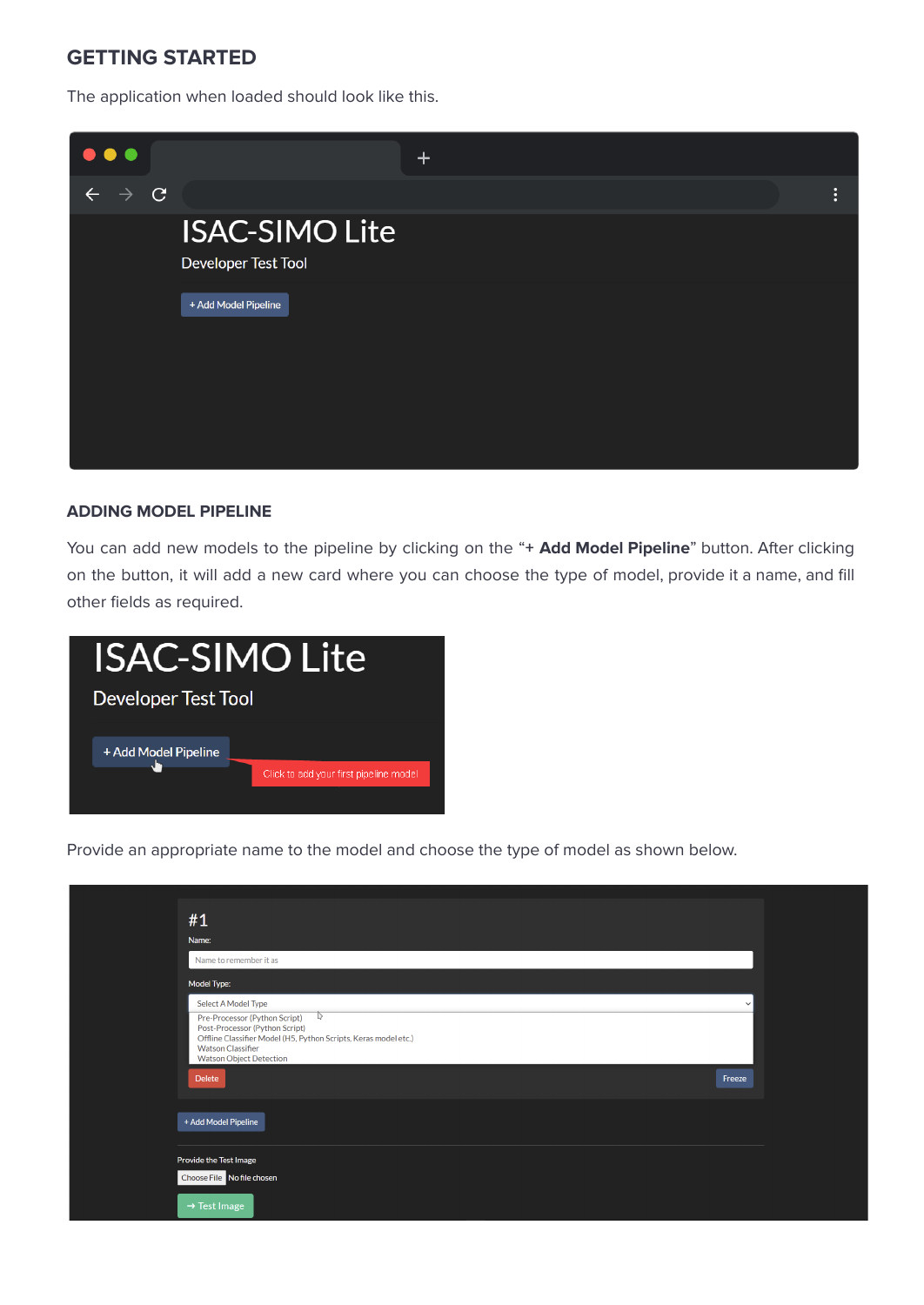## GETTING STARTED

The application when loaded should look like this.

### ADDING MODEL PIPELINE

You can add new models to the pipeline by clicking on the "**+ Add Model Pipeline**" button. After clicking on the button, it will add a new card where you can choose the type of model, provide it a name, and fill other fields as required.

Provide an appropriate name to the model and choose the type of model as shown below.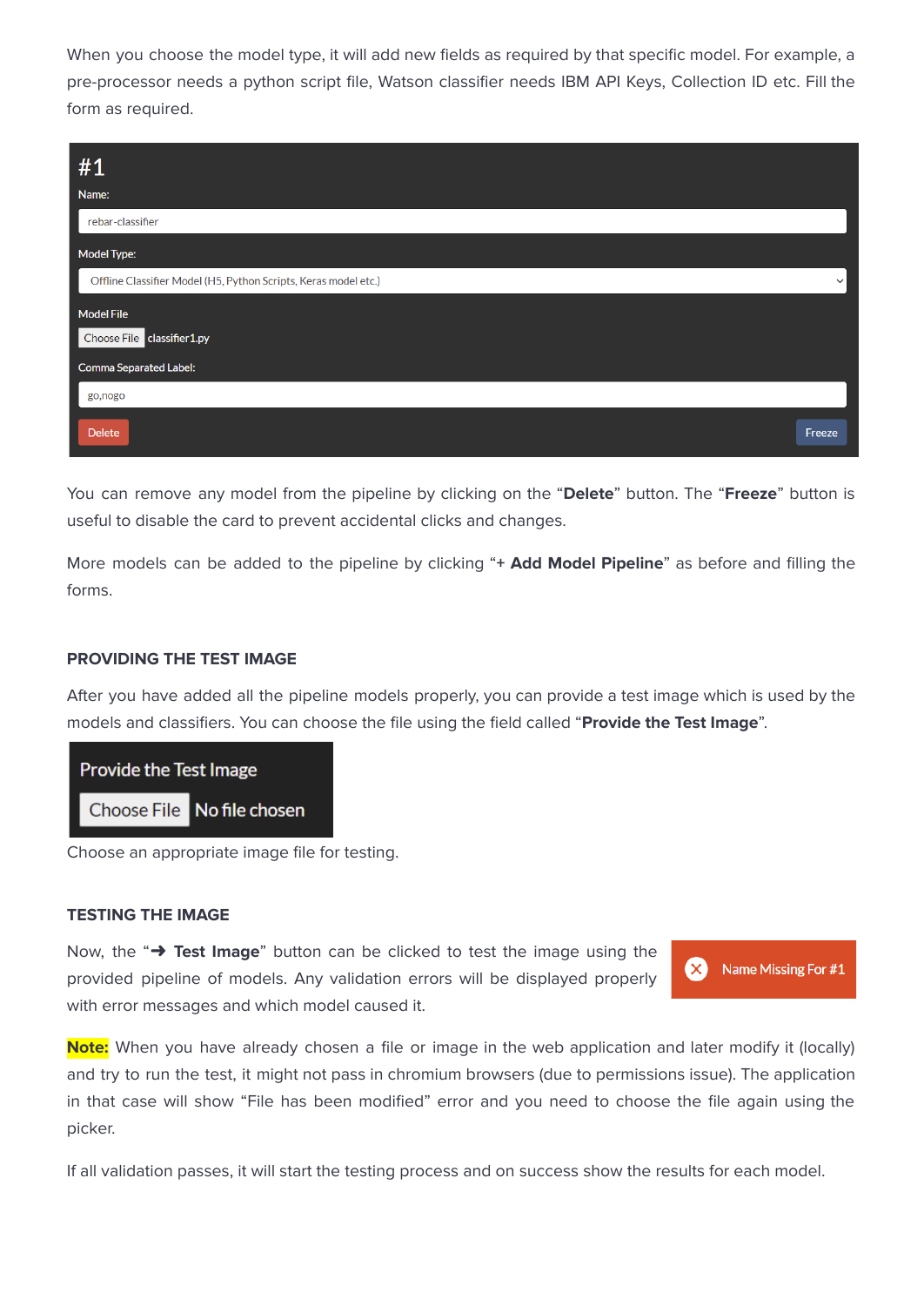When you choose the model type, it will add new fields as required by that specific model. For example, a pre-processor needs a python script file, Watson classifier needs IBM API Keys, Collection ID etc. Fill the form as required.

You can remove any model from the pipeline by clicking on the "**Delete**" button. The "**Freeze**" button is useful to disable the card to prevent accidental clicks and changes.

More models can be added to the pipeline by clicking "**+ Add Model Pipeline**" as before and filling the forms.

### PROVIDING THE TEST IMAGE

After you have added all the pipeline models properly, you can provide a test image which is used by the models and classifiers. You can choose the file using the field called "**Provide the Test Image**".

Choose an appropriate image file for testing.

### TESTING THE IMAGE

Now, the "**➜ Test Image**" button can be clicked to test the image using the provided pipeline of models. Any validation errors will be displayed properly with error messages and which model caused it.

**Note:** When you have already chosen a file or image in the web application and later modify it (locally) and try to run the test, it might not pass in chromium browsers (due to permissions issue). The application in that case will show "File has been modified" error and you need to choose the file again using the picker.

If all validation passes, it will start the testing process and on success show the results for each model.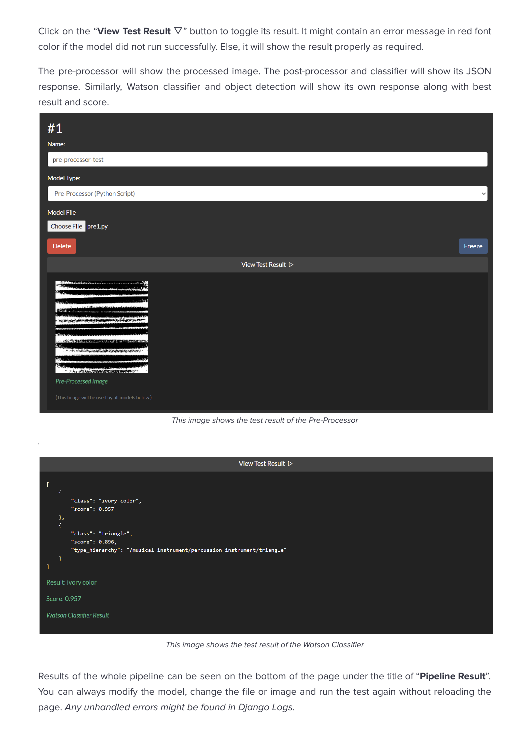Click on the "**View Test Result ▽**" button to toggle its result. It might contain an error message in red font color if the model did not run successfully. Else, it will show the result properly as required.

The pre-processor will show the processed image. The post-processor and classifier will show its JSON response. Similarly, Watson classifier and object detection will show its own response along with best result and score.

#1

Name:

pre-processor-test

Model Type:

Pre-Processor (Python Script)

Model File

Choose File pre1.py

Delete Freeze

View Test Result ▷

*Pre-Processed Image*

(This Image will be used by all models below.)

*This image shows the test result of the Pre-Processor*

View Test Result ▷

```
[
    {
        "class": "ivory color",
        "score": 0.957
    },
    {
        "class": "triangle",
        "score": 0.896,
        "type_hierarchy": "/musical instrument/percussion instrument/triangle"
    }
]
```

Result: ivory color

Score: 0.957

*Watson Classifier Result*

*This image shows the test result of the Watson Classifier*

Results of the whole pipeline can be seen on the bottom of the page under the title of "**Pipeline Result**". You can always modify the model, change the file or image and run the test again without reloading the page. *Any unhandled errors might be found in Django Logs.*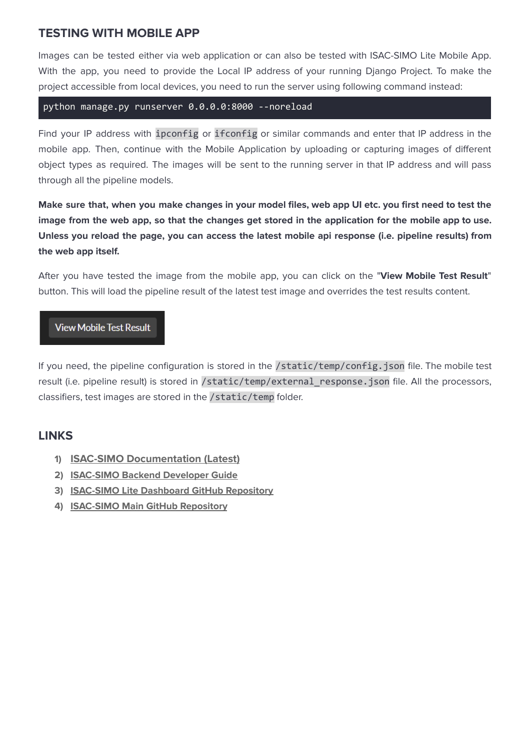## TESTING WITH MOBILE APP

Images can be tested either via web application or can also be tested with ISAC-SIMO Lite Mobile App. With the app, you need to provide the Local IP address of your running Django Project. To make the project accessible from local devices, you need to run the server using following command instead:

```
python manage.py runserver 0.0.0.0:8000 --noreload
```

Find your IP address with `ipconfig` or `ifconfig` or similar commands and enter that IP address in the mobile app. Then, continue with the Mobile Application by uploading or capturing images of different object types as required. The images will be sent to the running server in that IP address and will pass through all the pipeline models.

**Make sure that, when you make changes in your model files, web app UI etc. you first need to test the image from the web app, so that the changes get stored in the application for the mobile app to use. Unless you reload the page, you can access the latest mobile api response (i.e. pipeline results) from the web app itself.**

After you have tested the image from the mobile app, you can click on the "**View Mobile Test Result**" button. This will load the pipeline result of the latest test image and overrides the test results content.

View Mobile Test Result

If you need, the pipeline configuration is stored in the `/static/temp/config.json` file. The mobile test result (i.e. pipeline result) is stored in `/static/temp/external_response.json` file. All the processors, classifiers, test images are stored in the `/static/temp` folder.

## LINKS

1) ISAC-SIMO Documentation (Latest)
2) ISAC-SIMO Backend Developer Guide
3) ISAC-SIMO Lite Dashboard GitHub Repository
4) ISAC-SIMO Main GitHub Repository